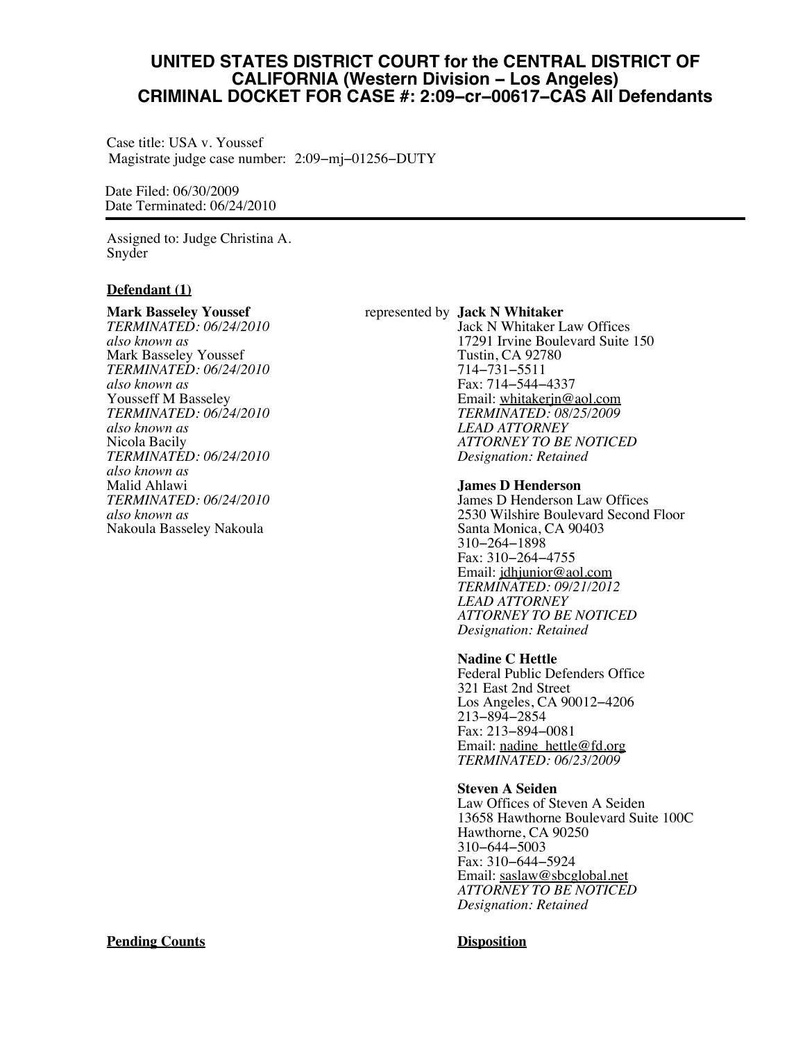# UNITED STATES DISTRICT COURT for the CENTRAL DISTRICT OF CALIFORNIA (Western Division – Los Angeles)
# CRIMINAL DOCKET FOR CASE #: 2:09–cr–00617–CAS All Defendants

Case title: USA v. Youssef
Magistrate judge case number: 2:09–mj–01256–DUTY

Date Filed: 06/30/2009
Date Terminated: 06/24/2010

---

Assigned to: Judge Christina A. Snyder

**Defendant (1)**

**Mark Basseley Youssef**
*TERMINATED: 06/24/2010*
*also known as*
Mark Basseley Youssef
*TERMINATED: 06/24/2010*
*also known as*
Yousseff M Basseley
*TERMINATED: 06/24/2010*
*also known as*
Nicola Bacily
*TERMINATED: 06/24/2010*
*also known as*
Malid Ahlawi
*TERMINATED: 06/24/2010*
*also known as*
Nakoula Basseley Nakoula

represented by **Jack N Whitaker**
Jack N Whitaker Law Offices
17291 Irvine Boulevard Suite 150
Tustin, CA 92780
714–731–5511
Fax: 714–544–4337
Email: whitakerjn@aol.com
*TERMINATED: 08/25/2009*
*LEAD ATTORNEY*
*ATTORNEY TO BE NOTICED*
*Designation: Retained*

**James D Henderson**
James D Henderson Law Offices
2530 Wilshire Boulevard Second Floor
Santa Monica, CA 90403
310–264–1898
Fax: 310–264–4755
Email: jdhjunior@aol.com
*TERMINATED: 09/21/2012*
*LEAD ATTORNEY*
*ATTORNEY TO BE NOTICED*
*Designation: Retained*

**Nadine C Hettle**
Federal Public Defenders Office
321 East 2nd Street
Los Angeles, CA 90012–4206
213–894–2854
Fax: 213–894–0081
Email: nadine_hettle@fd.org
*TERMINATED: 06/23/2009*

**Steven A Seiden**
Law Offices of Steven A Seiden
13658 Hawthorne Boulevard Suite 100C
Hawthorne, CA 90250
310–644–5003
Fax: 310–644–5924
Email: saslaw@sbcglobal.net
*ATTORNEY TO BE NOTICED*
*Designation: Retained*

| **Pending Counts** | **Disposition** |
| --- | --- |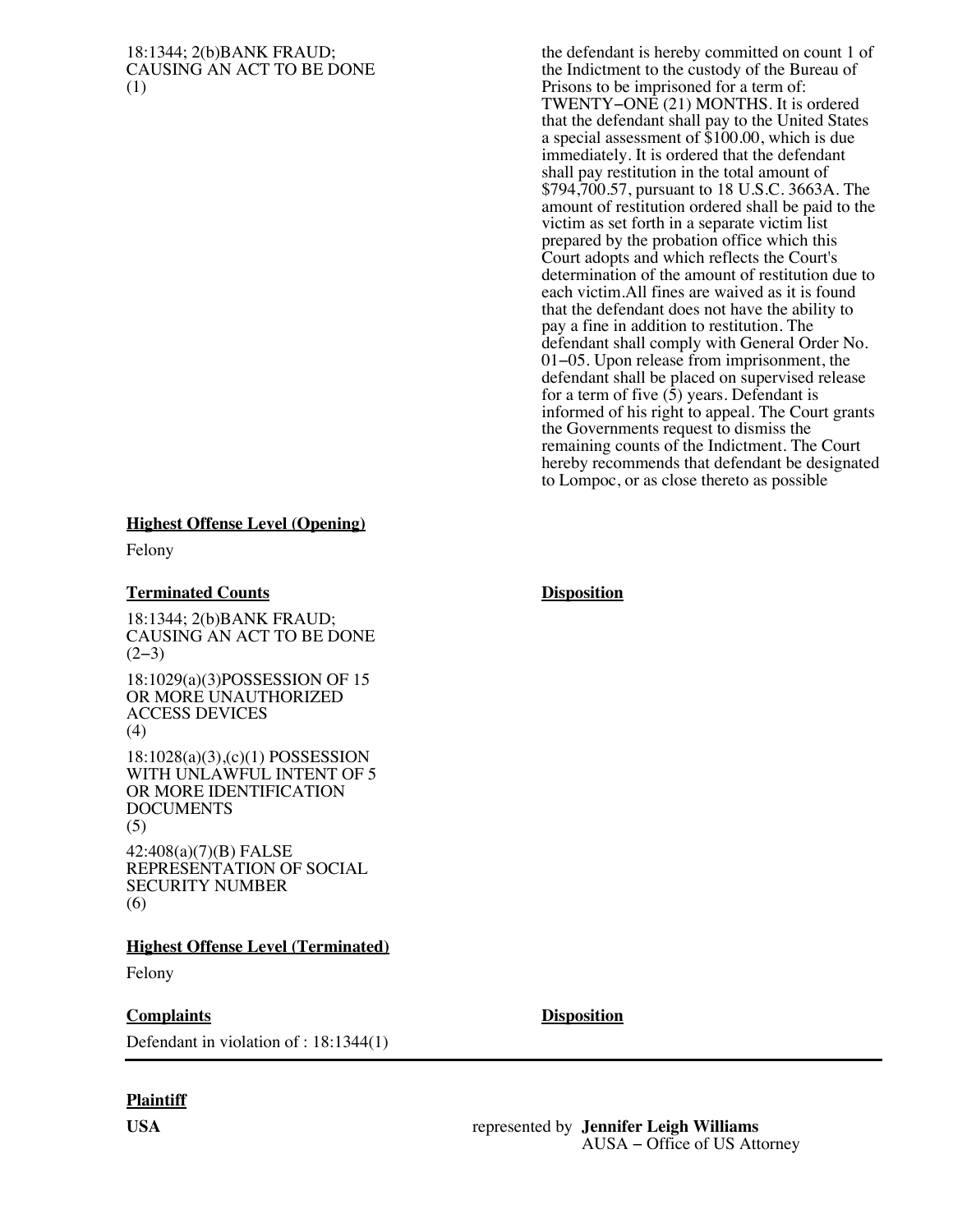| | |
|---|---|
| 18:1344; 2(b)BANK FRAUD; CAUSING AN ACT TO BE DONE (1) | the defendant is hereby committed on count 1 of the Indictment to the custody of the Bureau of Prisons to be imprisoned for a term of: TWENTY−ONE (21) MONTHS. It is ordered that the defendant shall pay to the United States a special assessment of $100.00, which is due immediately. It is ordered that the defendant shall pay restitution in the total amount of $794,700.57, pursuant to 18 U.S.C. 3663A. The amount of restitution ordered shall be paid to the victim as set forth in a separate victim list prepared by the probation office which this Court adopts and which reflects the Court's determination of the amount of restitution due to each victim.All fines are waived as it is found that the defendant does not have the ability to pay a fine in addition to restitution. The defendant shall comply with General Order No. 01−05. Upon release from imprisonment, the defendant shall be placed on supervised release for a term of five (5) years. Defendant is informed of his right to appeal. The Court grants the Governments request to dismiss the remaining counts of the Indictment. The Court hereby recommends that defendant be designated to Lompoc, or as close thereto as possible |

**Highest Offense Level (Opening)**

Felony

| **Terminated Counts** | **Disposition** |
|---|---|
| 18:1344; 2(b)BANK FRAUD; CAUSING AN ACT TO BE DONE (2−3) | |
| 18:1029(a)(3)POSSESSION OF 15 OR MORE UNAUTHORIZED ACCESS DEVICES (4) | |
| 18:1028(a)(3),(c)(1) POSSESSION WITH UNLAWFUL INTENT OF 5 OR MORE IDENTIFICATION DOCUMENTS (5) | |
| 42:408(a)(7)(B) FALSE REPRESENTATION OF SOCIAL SECURITY NUMBER (6) | |

**Highest Offense Level (Terminated)**

Felony

| **Complaints** | **Disposition** |
|---|---|
| Defendant in violation of : 18:1344(1) | |

---

**Plaintiff**

**USA** represented by **Jennifer Leigh Williams**
AUSA − Office of US Attorney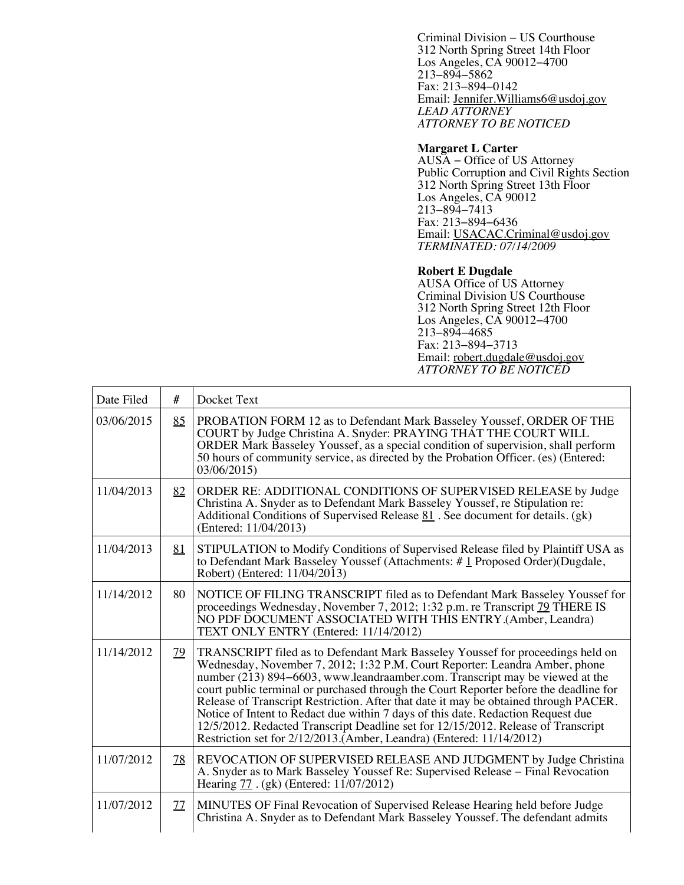Criminal Division – US Courthouse
312 North Spring Street 14th Floor
Los Angeles, CA 90012–4700
213–894–5862
Fax: 213–894–0142
Email: Jennifer.Williams6@usdoj.gov
*LEAD ATTORNEY*
*ATTORNEY TO BE NOTICED*

**Margaret L Carter**
AUSA – Office of US Attorney
Public Corruption and Civil Rights Section
312 North Spring Street 13th Floor
Los Angeles, CA 90012
213–894–7413
Fax: 213–894–6436
Email: USACAC.Criminal@usdoj.gov
*TERMINATED: 07/14/2009*

**Robert E Dugdale**
AUSA Office of US Attorney
Criminal Division US Courthouse
312 North Spring Street 12th Floor
Los Angeles, CA 90012–4700
213–894–4685
Fax: 213–894–3713
Email: robert.dugdale@usdoj.gov
*ATTORNEY TO BE NOTICED*

| Date Filed | # | Docket Text |
|---|---|---|
| 03/06/2015 | 85 | PROBATION FORM 12 as to Defendant Mark Basseley Youssef, ORDER OF THE COURT by Judge Christina A. Snyder: PRAYING THAT THE COURT WILL ORDER Mark Basseley Youssef, as a special condition of supervision, shall perform 50 hours of community service, as directed by the Probation Officer. (es) (Entered: 03/06/2015) |
| 11/04/2013 | 82 | ORDER RE: ADDITIONAL CONDITIONS OF SUPERVISED RELEASE by Judge Christina A. Snyder as to Defendant Mark Basseley Youssef, re Stipulation re: Additional Conditions of Supervised Release 81 . See document for details. (gk) (Entered: 11/04/2013) |
| 11/04/2013 | 81 | STIPULATION to Modify Conditions of Supervised Release filed by Plaintiff USA as to Defendant Mark Basseley Youssef (Attachments: # 1 Proposed Order)(Dugdale, Robert) (Entered: 11/04/2013) |
| 11/14/2012 | 80 | NOTICE OF FILING TRANSCRIPT filed as to Defendant Mark Basseley Youssef for proceedings Wednesday, November 7, 2012; 1:32 p.m. re Transcript 79 THERE IS NO PDF DOCUMENT ASSOCIATED WITH THIS ENTRY.(Amber, Leandra) TEXT ONLY ENTRY (Entered: 11/14/2012) |
| 11/14/2012 | 79 | TRANSCRIPT filed as to Defendant Mark Basseley Youssef for proceedings held on Wednesday, November 7, 2012; 1:32 P.M. Court Reporter: Leandra Amber, phone number (213) 894–6603, www.leandraamber.com. Transcript may be viewed at the court public terminal or purchased through the Court Reporter before the deadline for Release of Transcript Restriction. After that date it may be obtained through PACER. Notice of Intent to Redact due within 7 days of this date. Redaction Request due 12/5/2012. Redacted Transcript Deadline set for 12/15/2012. Release of Transcript Restriction set for 2/12/2013.(Amber, Leandra) (Entered: 11/14/2012) |
| 11/07/2012 | 78 | REVOCATION OF SUPERVISED RELEASE AND JUDGMENT by Judge Christina A. Snyder as to Mark Basseley Youssef Re: Supervised Release – Final Revocation Hearing 77 . (gk) (Entered: 11/07/2012) |
| 11/07/2012 | 77 | MINUTES OF Final Revocation of Supervised Release Hearing held before Judge Christina A. Snyder as to Defendant Mark Basseley Youssef. The defendant admits |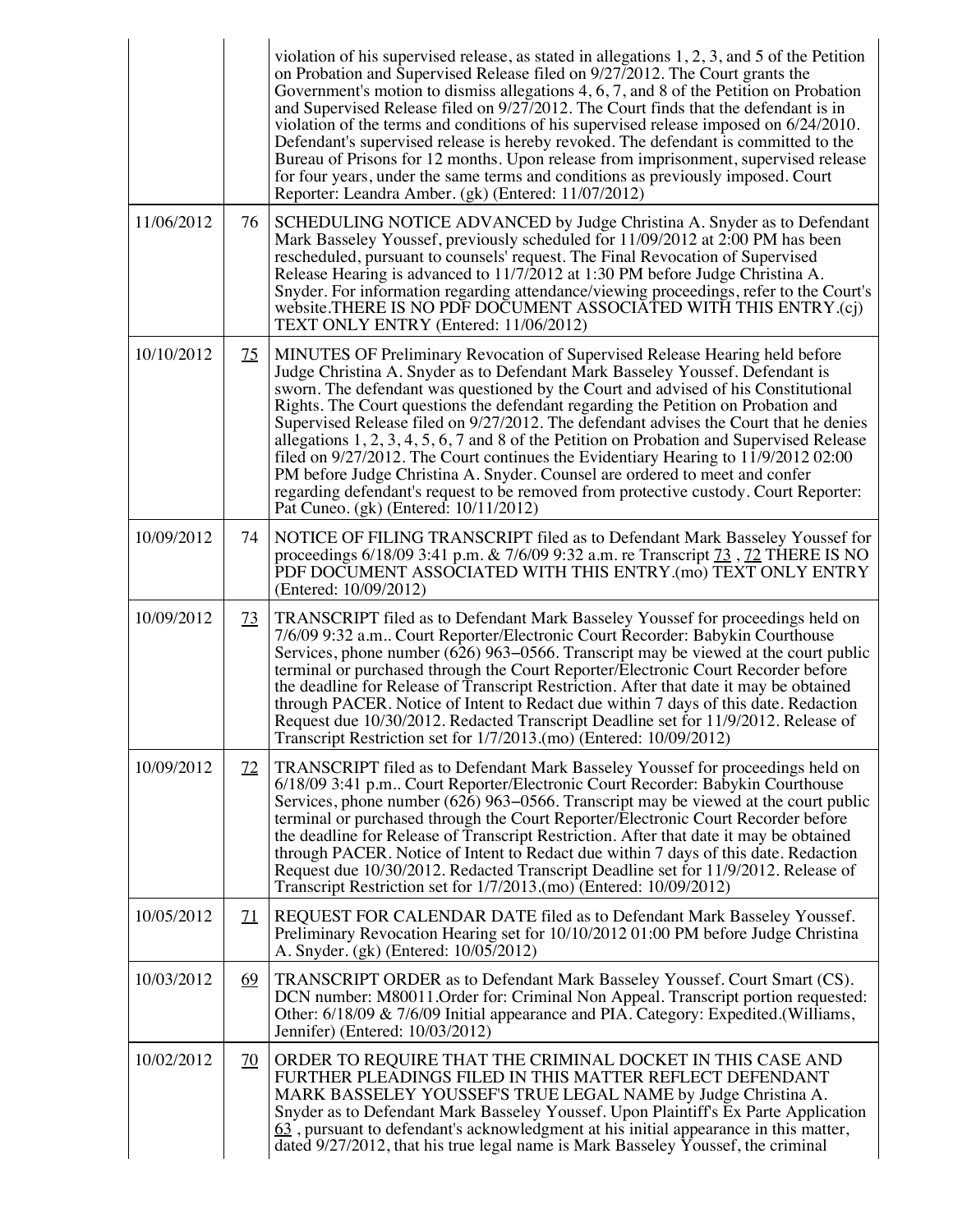| | | |
|---|---|---|
| | | violation of his supervised release, as stated in allegations 1, 2, 3, and 5 of the Petition on Probation and Supervised Release filed on 9/27/2012. The Court grants the Government's motion to dismiss allegations 4, 6, 7, and 8 of the Petition on Probation and Supervised Release filed on 9/27/2012. The Court finds that the defendant is in violation of the terms and conditions of his supervised release imposed on 6/24/2010. Defendant's supervised release is hereby revoked. The defendant is committed to the Bureau of Prisons for 12 months. Upon release from imprisonment, supervised release for four years, under the same terms and conditions as previously imposed. Court Reporter: Leandra Amber. (gk) (Entered: 11/07/2012) |
| 11/06/2012 | 76 | SCHEDULING NOTICE ADVANCED by Judge Christina A. Snyder as to Defendant Mark Basseley Youssef, previously scheduled for 11/09/2012 at 2:00 PM has been rescheduled, pursuant to counsels' request. The Final Revocation of Supervised Release Hearing is advanced to 11/7/2012 at 1:30 PM before Judge Christina A. Snyder. For information regarding attendance/viewing proceedings, refer to the Court's website.THERE IS NO PDF DOCUMENT ASSOCIATED WITH THIS ENTRY.(cj) TEXT ONLY ENTRY (Entered: 11/06/2012) |
| 10/10/2012 | 75 | MINUTES OF Preliminary Revocation of Supervised Release Hearing held before Judge Christina A. Snyder as to Defendant Mark Basseley Youssef. Defendant is sworn. The defendant was questioned by the Court and advised of his Constitutional Rights. The Court questions the defendant regarding the Petition on Probation and Supervised Release filed on 9/27/2012. The defendant advises the Court that he denies allegations 1, 2, 3, 4, 5, 6, 7 and 8 of the Petition on Probation and Supervised Release filed on 9/27/2012. The Court continues the Evidentiary Hearing to 11/9/2012 02:00 PM before Judge Christina A. Snyder. Counsel are ordered to meet and confer regarding defendant's request to be removed from protective custody. Court Reporter: Pat Cuneo. (gk) (Entered: 10/11/2012) |
| 10/09/2012 | 74 | NOTICE OF FILING TRANSCRIPT filed as to Defendant Mark Basseley Youssef for proceedings 6/18/09 3:41 p.m. & 7/6/09 9:32 a.m. re Transcript 73 , 72 THERE IS NO PDF DOCUMENT ASSOCIATED WITH THIS ENTRY.(mo) TEXT ONLY ENTRY (Entered: 10/09/2012) |
| 10/09/2012 | 73 | TRANSCRIPT filed as to Defendant Mark Basseley Youssef for proceedings held on 7/6/09 9:32 a.m.. Court Reporter/Electronic Court Recorder: Babykin Courthouse Services, phone number (626) 963–0566. Transcript may be viewed at the court public terminal or purchased through the Court Reporter/Electronic Court Recorder before the deadline for Release of Transcript Restriction. After that date it may be obtained through PACER. Notice of Intent to Redact due within 7 days of this date. Redaction Request due 10/30/2012. Redacted Transcript Deadline set for 11/9/2012. Release of Transcript Restriction set for 1/7/2013.(mo) (Entered: 10/09/2012) |
| 10/09/2012 | 72 | TRANSCRIPT filed as to Defendant Mark Basseley Youssef for proceedings held on 6/18/09 3:41 p.m.. Court Reporter/Electronic Court Recorder: Babykin Courthouse Services, phone number (626) 963–0566. Transcript may be viewed at the court public terminal or purchased through the Court Reporter/Electronic Court Recorder before the deadline for Release of Transcript Restriction. After that date it may be obtained through PACER. Notice of Intent to Redact due within 7 days of this date. Redaction Request due 10/30/2012. Redacted Transcript Deadline set for 11/9/2012. Release of Transcript Restriction set for 1/7/2013.(mo) (Entered: 10/09/2012) |
| 10/05/2012 | 71 | REQUEST FOR CALENDAR DATE filed as to Defendant Mark Basseley Youssef. Preliminary Revocation Hearing set for 10/10/2012 01:00 PM before Judge Christina A. Snyder. (gk) (Entered: 10/05/2012) |
| 10/03/2012 | 69 | TRANSCRIPT ORDER as to Defendant Mark Basseley Youssef. Court Smart (CS). DCN number: M80011.Order for: Criminal Non Appeal. Transcript portion requested: Other: 6/18/09 & 7/6/09 Initial appearance and PIA. Category: Expedited.(Williams, Jennifer) (Entered: 10/03/2012) |
| 10/02/2012 | 70 | ORDER TO REQUIRE THAT THE CRIMINAL DOCKET IN THIS CASE AND FURTHER PLEADINGS FILED IN THIS MATTER REFLECT DEFENDANT MARK BASSELEY YOUSSEF'S TRUE LEGAL NAME by Judge Christina A. Snyder as to Defendant Mark Basseley Youssef. Upon Plaintiff's Ex Parte Application 63 , pursuant to defendant's acknowledgment at his initial appearance in this matter, dated 9/27/2012, that his true legal name is Mark Basseley Youssef, the criminal |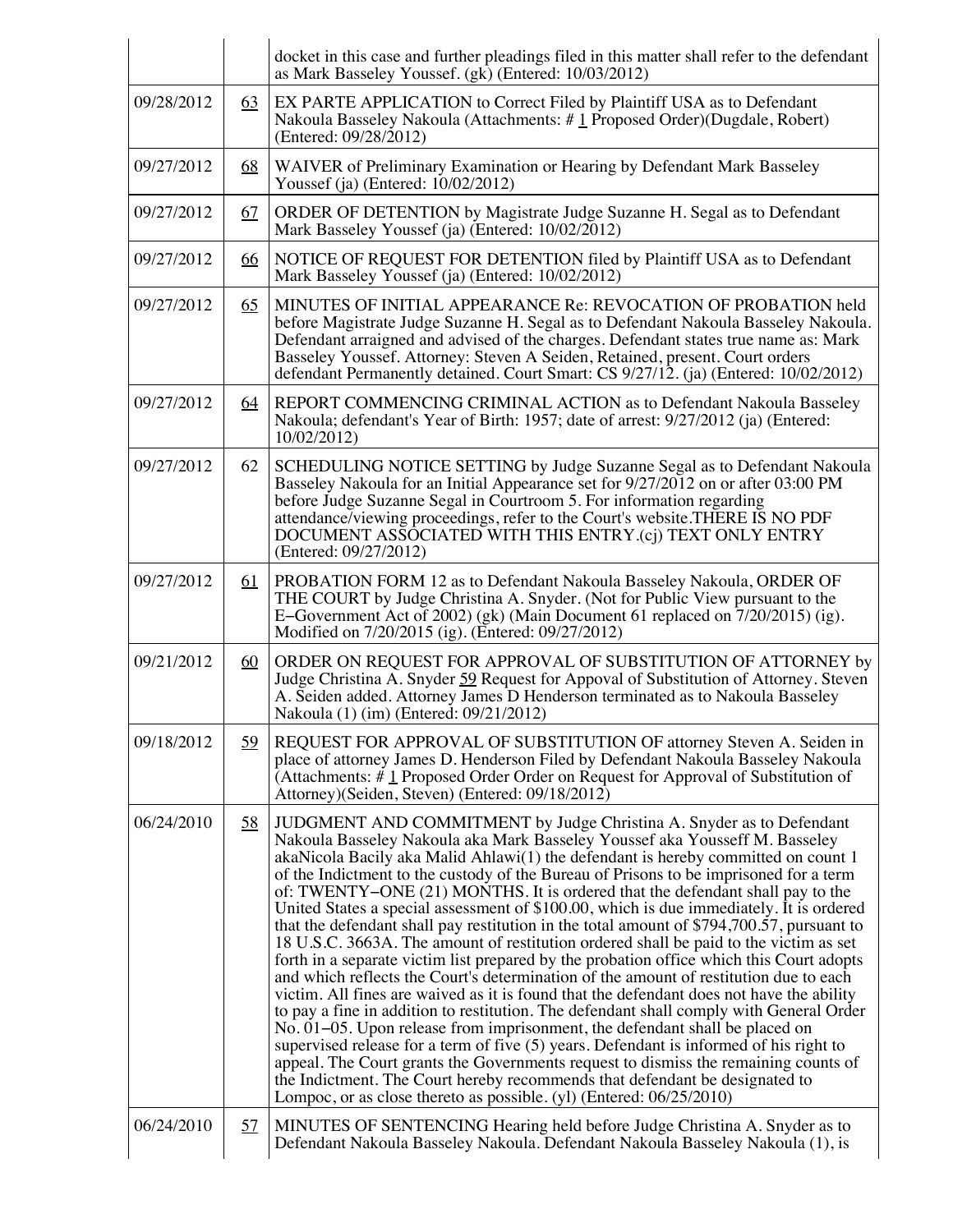| | | |
|---|---|---|
| | | docket in this case and further pleadings filed in this matter shall refer to the defendant as Mark Basseley Youssef. (gk) (Entered: 10/03/2012) |
| 09/28/2012 | 63 | EX PARTE APPLICATION to Correct Filed by Plaintiff USA as to Defendant Nakoula Basseley Nakoula (Attachments: # 1 Proposed Order)(Dugdale, Robert) (Entered: 09/28/2012) |
| 09/27/2012 | 68 | WAIVER of Preliminary Examination or Hearing by Defendant Mark Basseley Youssef (ja) (Entered: 10/02/2012) |
| 09/27/2012 | 67 | ORDER OF DETENTION by Magistrate Judge Suzanne H. Segal as to Defendant Mark Basseley Youssef (ja) (Entered: 10/02/2012) |
| 09/27/2012 | 66 | NOTICE OF REQUEST FOR DETENTION filed by Plaintiff USA as to Defendant Mark Basseley Youssef (ja) (Entered: 10/02/2012) |
| 09/27/2012 | 65 | MINUTES OF INITIAL APPEARANCE Re: REVOCATION OF PROBATION held before Magistrate Judge Suzanne H. Segal as to Defendant Nakoula Basseley Nakoula. Defendant arraigned and advised of the charges. Defendant states true name as: Mark Basseley Youssef. Attorney: Steven A Seiden, Retained, present. Court orders defendant Permanently detained. Court Smart: CS 9/27/12. (ja) (Entered: 10/02/2012) |
| 09/27/2012 | 64 | REPORT COMMENCING CRIMINAL ACTION as to Defendant Nakoula Basseley Nakoula; defendant's Year of Birth: 1957; date of arrest: 9/27/2012 (ja) (Entered: 10/02/2012) |
| 09/27/2012 | 62 | SCHEDULING NOTICE SETTING by Judge Suzanne Segal as to Defendant Nakoula Basseley Nakoula for an Initial Appearance set for 9/27/2012 on or after 03:00 PM before Judge Suzanne Segal in Courtroom 5. For information regarding attendance/viewing proceedings, refer to the Court's website.THERE IS NO PDF DOCUMENT ASSOCIATED WITH THIS ENTRY.(cj) TEXT ONLY ENTRY (Entered: 09/27/2012) |
| 09/27/2012 | 61 | PROBATION FORM 12 as to Defendant Nakoula Basseley Nakoula, ORDER OF THE COURT by Judge Christina A. Snyder. (Not for Public View pursuant to the E−Government Act of 2002) (gk) (Main Document 61 replaced on 7/20/2015) (ig). Modified on 7/20/2015 (ig). (Entered: 09/27/2012) |
| 09/21/2012 | 60 | ORDER ON REQUEST FOR APPROVAL OF SUBSTITUTION OF ATTORNEY by Judge Christina A. Snyder 59 Request for Appoval of Substitution of Attorney. Steven A. Seiden added. Attorney James D Henderson terminated as to Nakoula Basseley Nakoula (1) (im) (Entered: 09/21/2012) |
| 09/18/2012 | 59 | REQUEST FOR APPROVAL OF SUBSTITUTION OF attorney Steven A. Seiden in place of attorney James D. Henderson Filed by Defendant Nakoula Basseley Nakoula (Attachments: # 1 Proposed Order Order on Request for Approval of Substitution of Attorney)(Seiden, Steven) (Entered: 09/18/2012) |
| 06/24/2010 | 58 | JUDGMENT AND COMMITMENT by Judge Christina A. Snyder as to Defendant Nakoula Basseley Nakoula aka Mark Basseley Youssef aka Yousseff M. Basseley akaNicola Bacily aka Malid Ahlawi(1) the defendant is hereby committed on count 1 of the Indictment to the custody of the Bureau of Prisons to be imprisoned for a term of: TWENTY−ONE (21) MONTHS. It is ordered that the defendant shall pay to the United States a special assessment of $100.00, which is due immediately. It is ordered that the defendant shall pay restitution in the total amount of $794,700.57, pursuant to 18 U.S.C. 3663A. The amount of restitution ordered shall be paid to the victim as set forth in a separate victim list prepared by the probation office which this Court adopts and which reflects the Court's determination of the amount of restitution due to each victim. All fines are waived as it is found that the defendant does not have the ability to pay a fine in addition to restitution. The defendant shall comply with General Order No. 01−05. Upon release from imprisonment, the defendant shall be placed on supervised release for a term of five (5) years. Defendant is informed of his right to appeal. The Court grants the Governments request to dismiss the remaining counts of the Indictment. The Court hereby recommends that defendant be designated to Lompoc, or as close thereto as possible. (yl) (Entered: 06/25/2010) |
| 06/24/2010 | 57 | MINUTES OF SENTENCING Hearing held before Judge Christina A. Snyder as to Defendant Nakoula Basseley Nakoula. Defendant Nakoula Basseley Nakoula (1), is |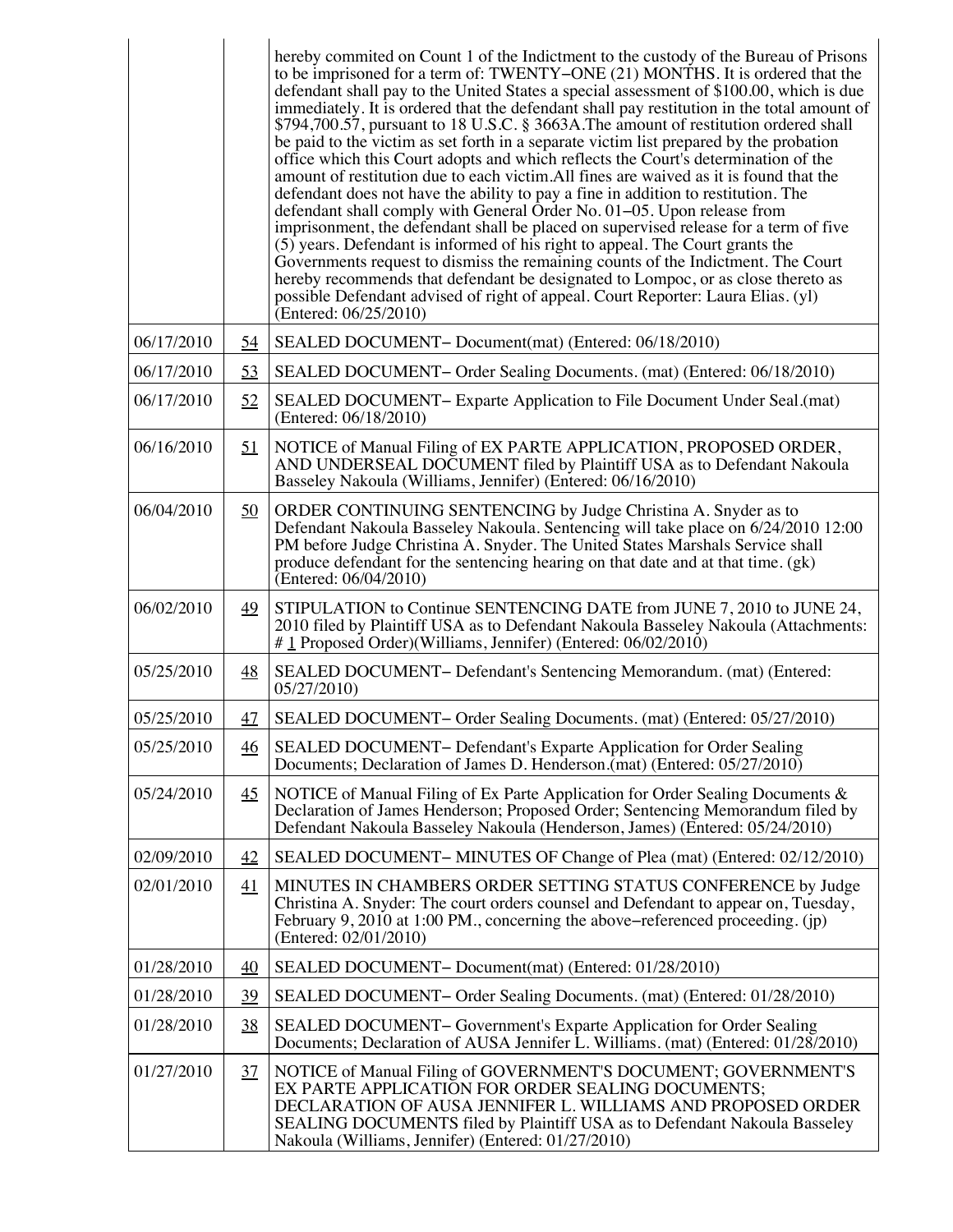| | | |
|---|---|---|
| | | hereby commited on Count 1 of the Indictment to the custody of the Bureau of Prisons to be imprisoned for a term of: TWENTY–ONE (21) MONTHS. It is ordered that the defendant shall pay to the United States a special assessment of $100.00, which is due immediately. It is ordered that the defendant shall pay restitution in the total amount of $794,700.57, pursuant to 18 U.S.C. § 3663A.The amount of restitution ordered shall be paid to the victim as set forth in a separate victim list prepared by the probation office which this Court adopts and which reflects the Court's determination of the amount of restitution due to each victim.All fines are waived as it is found that the defendant does not have the ability to pay a fine in addition to restitution. The defendant shall comply with General Order No. 01–05. Upon release from imprisonment, the defendant shall be placed on supervised release for a term of five (5) years. Defendant is informed of his right to appeal. The Court grants the Governments request to dismiss the remaining counts of the Indictment. The Court hereby recommends that defendant be designated to Lompoc, or as close thereto as possible Defendant advised of right of appeal. Court Reporter: Laura Elias. (yl) (Entered: 06/25/2010) |
| 06/17/2010 | 54 | SEALED DOCUMENT– Document(mat) (Entered: 06/18/2010) |
| 06/17/2010 | 53 | SEALED DOCUMENT– Order Sealing Documents. (mat) (Entered: 06/18/2010) |
| 06/17/2010 | 52 | SEALED DOCUMENT– Exparte Application to File Document Under Seal.(mat) (Entered: 06/18/2010) |
| 06/16/2010 | 51 | NOTICE of Manual Filing of EX PARTE APPLICATION, PROPOSED ORDER, AND UNDERSEAL DOCUMENT filed by Plaintiff USA as to Defendant Nakoula Basseley Nakoula (Williams, Jennifer) (Entered: 06/16/2010) |
| 06/04/2010 | 50 | ORDER CONTINUING SENTENCING by Judge Christina A. Snyder as to Defendant Nakoula Basseley Nakoula. Sentencing will take place on 6/24/2010 12:00 PM before Judge Christina A. Snyder. The United States Marshals Service shall produce defendant for the sentencing hearing on that date and at that time. (gk) (Entered: 06/04/2010) |
| 06/02/2010 | 49 | STIPULATION to Continue SENTENCING DATE from JUNE 7, 2010 to JUNE 24, 2010 filed by Plaintiff USA as to Defendant Nakoula Basseley Nakoula (Attachments: # 1 Proposed Order)(Williams, Jennifer) (Entered: 06/02/2010) |
| 05/25/2010 | 48 | SEALED DOCUMENT– Defendant's Sentencing Memorandum. (mat) (Entered: 05/27/2010) |
| 05/25/2010 | 47 | SEALED DOCUMENT– Order Sealing Documents. (mat) (Entered: 05/27/2010) |
| 05/25/2010 | 46 | SEALED DOCUMENT– Defendant's Exparte Application for Order Sealing Documents; Declaration of James D. Henderson.(mat) (Entered: 05/27/2010) |
| 05/24/2010 | 45 | NOTICE of Manual Filing of Ex Parte Application for Order Sealing Documents & Declaration of James Henderson; Proposed Order; Sentencing Memorandum filed by Defendant Nakoula Basseley Nakoula (Henderson, James) (Entered: 05/24/2010) |
| 02/09/2010 | 42 | SEALED DOCUMENT– MINUTES OF Change of Plea (mat) (Entered: 02/12/2010) |
| 02/01/2010 | 41 | MINUTES IN CHAMBERS ORDER SETTING STATUS CONFERENCE by Judge Christina A. Snyder: The court orders counsel and Defendant to appear on, Tuesday, February 9, 2010 at 1:00 PM., concerning the above–referenced proceeding. (jp) (Entered: 02/01/2010) |
| 01/28/2010 | 40 | SEALED DOCUMENT– Document(mat) (Entered: 01/28/2010) |
| 01/28/2010 | 39 | SEALED DOCUMENT– Order Sealing Documents. (mat) (Entered: 01/28/2010) |
| 01/28/2010 | 38 | SEALED DOCUMENT– Government's Exparte Application for Order Sealing Documents; Declaration of AUSA Jennifer L. Williams. (mat) (Entered: 01/28/2010) |
| 01/27/2010 | 37 | NOTICE of Manual Filing of GOVERNMENT'S DOCUMENT; GOVERNMENT'S EX PARTE APPLICATION FOR ORDER SEALING DOCUMENTS; DECLARATION OF AUSA JENNIFER L. WILLIAMS AND PROPOSED ORDER SEALING DOCUMENTS filed by Plaintiff USA as to Defendant Nakoula Basseley Nakoula (Williams, Jennifer) (Entered: 01/27/2010) |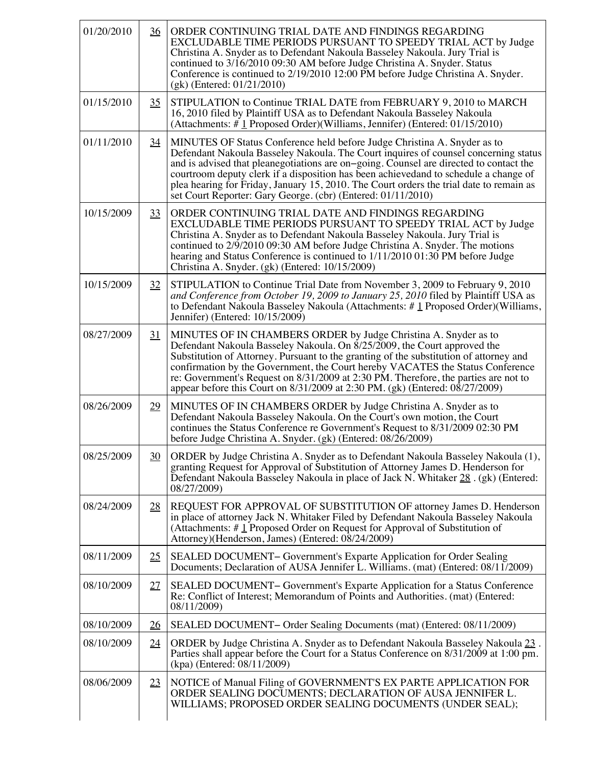| | | |
|---|---|---|
| 01/20/2010 | 36 | ORDER CONTINUING TRIAL DATE AND FINDINGS REGARDING EXCLUDABLE TIME PERIODS PURSUANT TO SPEEDY TRIAL ACT by Judge Christina A. Snyder as to Defendant Nakoula Basseley Nakoula. Jury Trial is continued to 3/16/2010 09:30 AM before Judge Christina A. Snyder. Status Conference is continued to 2/19/2010 12:00 PM before Judge Christina A. Snyder. (gk) (Entered: 01/21/2010) |
| 01/15/2010 | 35 | STIPULATION to Continue TRIAL DATE from FEBRUARY 9, 2010 to MARCH 16, 2010 filed by Plaintiff USA as to Defendant Nakoula Basseley Nakoula (Attachments: # 1 Proposed Order)(Williams, Jennifer) (Entered: 01/15/2010) |
| 01/11/2010 | 34 | MINUTES OF Status Conference held before Judge Christina A. Snyder as to Defendant Nakoula Basseley Nakoula. The Court inquires of counsel concerning status and is advised that pleanegotiations are on–going. Counsel are directed to contact the courtroom deputy clerk if a disposition has been achievedand to schedule a change of plea hearing for Friday, January 15, 2010. The Court orders the trial date to remain as set Court Reporter: Gary George. (cbr) (Entered: 01/11/2010) |
| 10/15/2009 | 33 | ORDER CONTINUING TRIAL DATE AND FINDINGS REGARDING EXCLUDABLE TIME PERIODS PURSUANT TO SPEEDY TRIAL ACT by Judge Christina A. Snyder as to Defendant Nakoula Basseley Nakoula. Jury Trial is continued to 2/9/2010 09:30 AM before Judge Christina A. Snyder. The motions hearing and Status Conference is continued to 1/11/2010 01:30 PM before Judge Christina A. Snyder. (gk) (Entered: 10/15/2009) |
| 10/15/2009 | 32 | STIPULATION to Continue Trial Date from November 3, 2009 to February 9, 2010 *and Conference from October 19, 2009 to January 25, 2010* filed by Plaintiff USA as to Defendant Nakoula Basseley Nakoula (Attachments: # 1 Proposed Order)(Williams, Jennifer) (Entered: 10/15/2009) |
| 08/27/2009 | 31 | MINUTES OF IN CHAMBERS ORDER by Judge Christina A. Snyder as to Defendant Nakoula Basseley Nakoula. On 8/25/2009, the Court approved the Substitution of Attorney. Pursuant to the granting of the substitution of attorney and confirmation by the Government, the Court hereby VACATES the Status Conference re: Government's Request on 8/31/2009 at 2:30 PM. Therefore, the parties are not to appear before this Court on 8/31/2009 at 2:30 PM. (gk) (Entered: 08/27/2009) |
| 08/26/2009 | 29 | MINUTES OF IN CHAMBERS ORDER by Judge Christina A. Snyder as to Defendant Nakoula Basseley Nakoula. On the Court's own motion, the Court continues the Status Conference re Government's Request to 8/31/2009 02:30 PM before Judge Christina A. Snyder. (gk) (Entered: 08/26/2009) |
| 08/25/2009 | 30 | ORDER by Judge Christina A. Snyder as to Defendant Nakoula Basseley Nakoula (1), granting Request for Approval of Substitution of Attorney James D. Henderson for Defendant Nakoula Basseley Nakoula in place of Jack N. Whitaker 28 . (gk) (Entered: 08/27/2009) |
| 08/24/2009 | 28 | REQUEST FOR APPROVAL OF SUBSTITUTION OF attorney James D. Henderson in place of attorney Jack N. Whitaker Filed by Defendant Nakoula Basseley Nakoula (Attachments: # 1 Proposed Order on Request for Approval of Substitution of Attorney)(Henderson, James) (Entered: 08/24/2009) |
| 08/11/2009 | 25 | SEALED DOCUMENT– Government's Exparte Application for Order Sealing Documents; Declaration of AUSA Jennifer L. Williams. (mat) (Entered: 08/11/2009) |
| 08/10/2009 | 27 | SEALED DOCUMENT– Government's Exparte Application for a Status Conference Re: Conflict of Interest; Memorandum of Points and Authorities. (mat) (Entered: 08/11/2009) |
| 08/10/2009 | 26 | SEALED DOCUMENT– Order Sealing Documents (mat) (Entered: 08/11/2009) |
| 08/10/2009 | 24 | ORDER by Judge Christina A. Snyder as to Defendant Nakoula Basseley Nakoula 23 . Parties shall appear before the Court for a Status Conference on 8/31/2009 at 1:00 pm. (kpa) (Entered: 08/11/2009) |
| 08/06/2009 | 23 | NOTICE of Manual Filing of GOVERNMENT'S EX PARTE APPLICATION FOR ORDER SEALING DOCUMENTS; DECLARATION OF AUSA JENNIFER L. WILLIAMS; PROPOSED ORDER SEALING DOCUMENTS (UNDER SEAL); |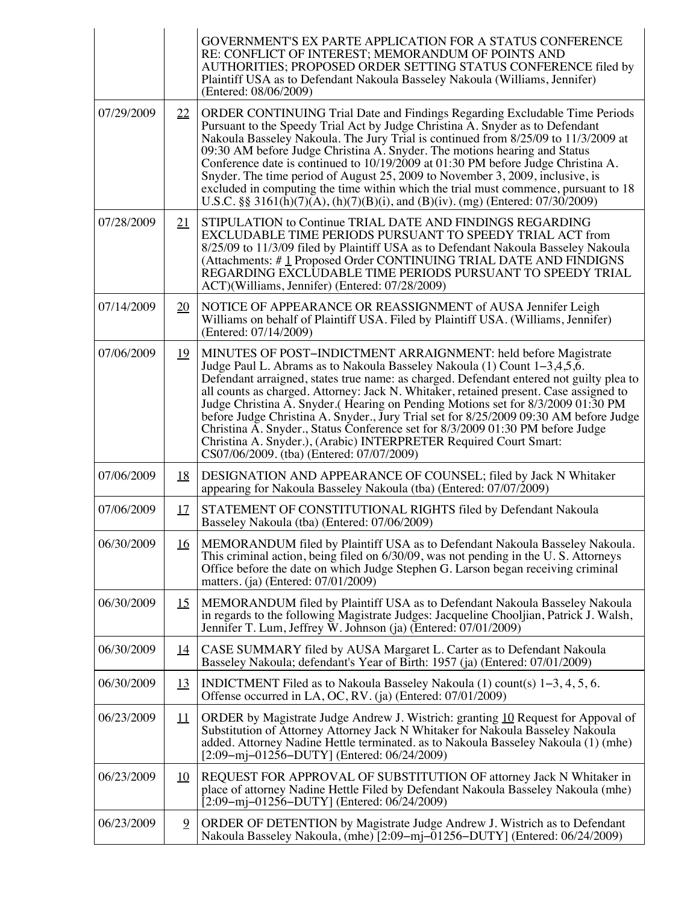| | | |
|---|---|---|
| | | GOVERNMENT'S EX PARTE APPLICATION FOR A STATUS CONFERENCE RE: CONFLICT OF INTEREST; MEMORANDUM OF POINTS AND AUTHORITIES; PROPOSED ORDER SETTING STATUS CONFERENCE filed by Plaintiff USA as to Defendant Nakoula Basseley Nakoula (Williams, Jennifer) (Entered: 08/06/2009) |
| 07/29/2009 | 22 | ORDER CONTINUING Trial Date and Findings Regarding Excludable Time Periods Pursuant to the Speedy Trial Act by Judge Christina A. Snyder as to Defendant Nakoula Basseley Nakoula. The Jury Trial is continued from 8/25/09 to 11/3/2009 at 09:30 AM before Judge Christina A. Snyder. The motions hearing and Status Conference date is continued to 10/19/2009 at 01:30 PM before Judge Christina A. Snyder. The time period of August 25, 2009 to November 3, 2009, inclusive, is excluded in computing the time within which the trial must commence, pursuant to 18 U.S.C. §§ 3161(h)(7)(A), (h)(7)(B)(i), and (B)(iv). (mg) (Entered: 07/30/2009) |
| 07/28/2009 | 21 | STIPULATION to Continue TRIAL DATE AND FINDINGS REGARDING EXCLUDABLE TIME PERIODS PURSUANT TO SPEEDY TRIAL ACT from 8/25/09 to 11/3/09 filed by Plaintiff USA as to Defendant Nakoula Basseley Nakoula (Attachments: # 1 Proposed Order CONTINUING TRIAL DATE AND FINDIGNS REGARDING EXCLUDABLE TIME PERIODS PURSUANT TO SPEEDY TRIAL ACT)(Williams, Jennifer) (Entered: 07/28/2009) |
| 07/14/2009 | 20 | NOTICE OF APPEARANCE OR REASSIGNMENT of AUSA Jennifer Leigh Williams on behalf of Plaintiff USA. Filed by Plaintiff USA. (Williams, Jennifer) (Entered: 07/14/2009) |
| 07/06/2009 | 19 | MINUTES OF POST–INDICTMENT ARRAIGNMENT: held before Magistrate Judge Paul L. Abrams as to Nakoula Basseley Nakoula (1) Count 1–3,4,5,6. Defendant arraigned, states true name: as charged. Defendant entered not guilty plea to all counts as charged. Attorney: Jack N. Whitaker, retained present. Case assigned to Judge Christina A. Snyder.( Hearing on Pending Motions set for 8/3/2009 01:30 PM before Judge Christina A. Snyder., Jury Trial set for 8/25/2009 09:30 AM before Judge Christina A. Snyder., Status Conference set for 8/3/2009 01:30 PM before Judge Christina A. Snyder.), (Arabic) INTERPRETER Required Court Smart: CS07/06/2009. (tba) (Entered: 07/07/2009) |
| 07/06/2009 | 18 | DESIGNATION AND APPEARANCE OF COUNSEL; filed by Jack N Whitaker appearing for Nakoula Basseley Nakoula (tba) (Entered: 07/07/2009) |
| 07/06/2009 | 17 | STATEMENT OF CONSTITUTIONAL RIGHTS filed by Defendant Nakoula Basseley Nakoula (tba) (Entered: 07/06/2009) |
| 06/30/2009 | 16 | MEMORANDUM filed by Plaintiff USA as to Defendant Nakoula Basseley Nakoula. This criminal action, being filed on 6/30/09, was not pending in the U. S. Attorneys Office before the date on which Judge Stephen G. Larson began receiving criminal matters. (ja) (Entered: 07/01/2009) |
| 06/30/2009 | 15 | MEMORANDUM filed by Plaintiff USA as to Defendant Nakoula Basseley Nakoula in regards to the following Magistrate Judges: Jacqueline Chooljian, Patrick J. Walsh, Jennifer T. Lum, Jeffrey W. Johnson (ja) (Entered: 07/01/2009) |
| 06/30/2009 | 14 | CASE SUMMARY filed by AUSA Margaret L. Carter as to Defendant Nakoula Basseley Nakoula; defendant's Year of Birth: 1957 (ja) (Entered: 07/01/2009) |
| 06/30/2009 | 13 | INDICTMENT Filed as to Nakoula Basseley Nakoula (1) count(s) 1–3, 4, 5, 6. Offense occurred in LA, OC, RV. (ja) (Entered: 07/01/2009) |
| 06/23/2009 | 11 | ORDER by Magistrate Judge Andrew J. Wistrich: granting 10 Request for Appoval of Substitution of Attorney Attorney Jack N Whitaker for Nakoula Basseley Nakoula added. Attorney Nadine Hettle terminated. as to Nakoula Basseley Nakoula (1) (mhe) [2:09–mj–01256–DUTY] (Entered: 06/24/2009) |
| 06/23/2009 | 10 | REQUEST FOR APPROVAL OF SUBSTITUTION OF attorney Jack N Whitaker in place of attorney Nadine Hettle Filed by Defendant Nakoula Basseley Nakoula (mhe) [2:09–mj–01256–DUTY] (Entered: 06/24/2009) |
| 06/23/2009 | 9 | ORDER OF DETENTION by Magistrate Judge Andrew J. Wistrich as to Defendant Nakoula Basseley Nakoula, (mhe) [2:09–mj–01256–DUTY] (Entered: 06/24/2009) |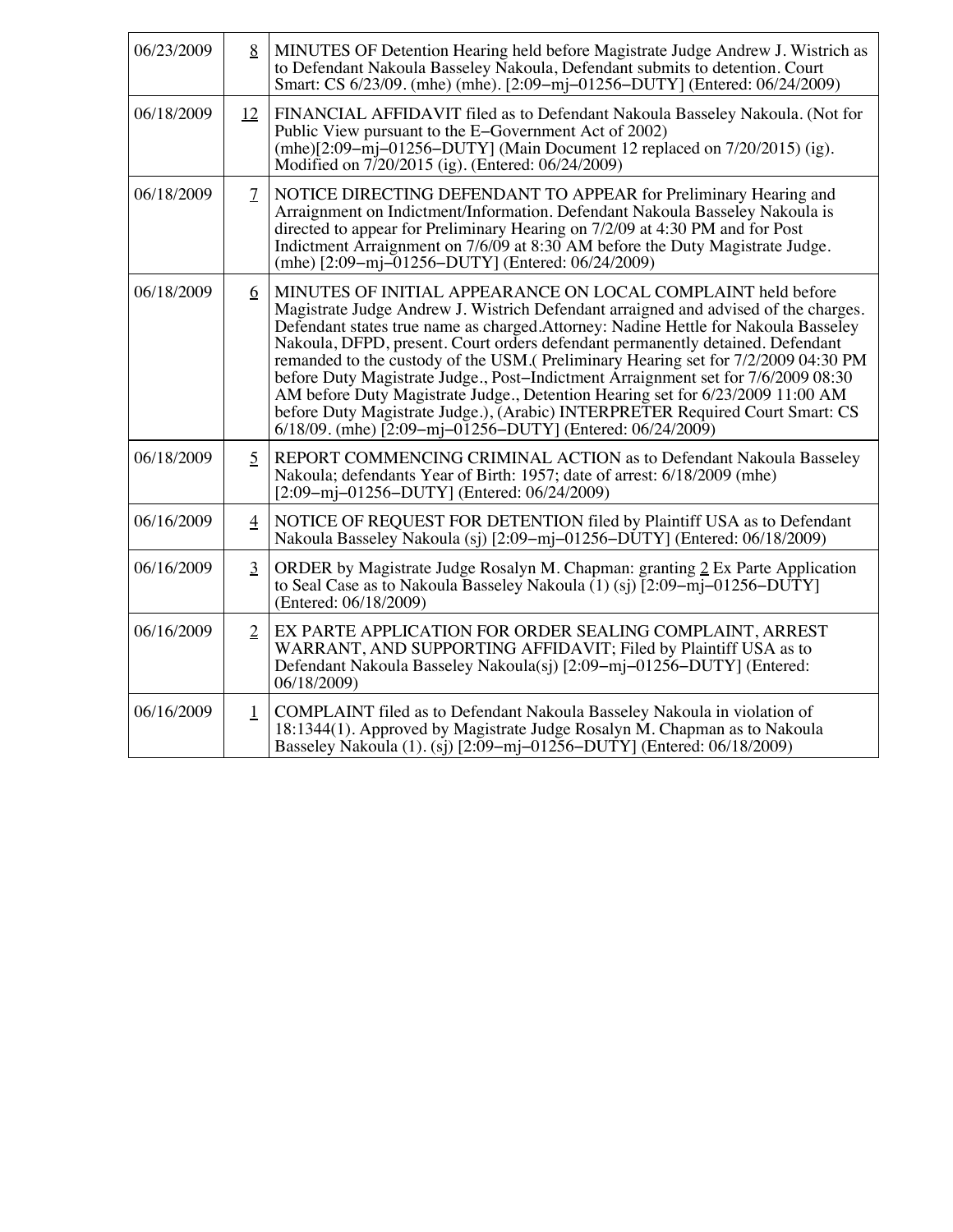| | | |
|---|---|---|
| 06/23/2009 | 8 | MINUTES OF Detention Hearing held before Magistrate Judge Andrew J. Wistrich as to Defendant Nakoula Basseley Nakoula, Defendant submits to detention. Court Smart: CS 6/23/09. (mhe) (mhe). [2:09–mj–01256–DUTY] (Entered: 06/24/2009) |
| 06/18/2009 | 12 | FINANCIAL AFFIDAVIT filed as to Defendant Nakoula Basseley Nakoula. (Not for Public View pursuant to the E–Government Act of 2002) (mhe)[2:09–mj–01256–DUTY] (Main Document 12 replaced on 7/20/2015) (ig). Modified on 7/20/2015 (ig). (Entered: 06/24/2009) |
| 06/18/2009 | 7 | NOTICE DIRECTING DEFENDANT TO APPEAR for Preliminary Hearing and Arraignment on Indictment/Information. Defendant Nakoula Basseley Nakoula is directed to appear for Preliminary Hearing on 7/2/09 at 4:30 PM and for Post Indictment Arraignment on 7/6/09 at 8:30 AM before the Duty Magistrate Judge. (mhe) [2:09–mj–01256–DUTY] (Entered: 06/24/2009) |
| 06/18/2009 | 6 | MINUTES OF INITIAL APPEARANCE ON LOCAL COMPLAINT held before Magistrate Judge Andrew J. Wistrich Defendant arraigned and advised of the charges. Defendant states true name as charged.Attorney: Nadine Hettle for Nakoula Basseley Nakoula, DFPD, present. Court orders defendant permanently detained. Defendant remanded to the custody of the USM.( Preliminary Hearing set for 7/2/2009 04:30 PM before Duty Magistrate Judge., Post–Indictment Arraignment set for 7/6/2009 08:30 AM before Duty Magistrate Judge., Detention Hearing set for 6/23/2009 11:00 AM before Duty Magistrate Judge.), (Arabic) INTERPRETER Required Court Smart: CS 6/18/09. (mhe) [2:09–mj–01256–DUTY] (Entered: 06/24/2009) |
| 06/18/2009 | 5 | REPORT COMMENCING CRIMINAL ACTION as to Defendant Nakoula Basseley Nakoula; defendants Year of Birth: 1957; date of arrest: 6/18/2009 (mhe) [2:09–mj–01256–DUTY] (Entered: 06/24/2009) |
| 06/16/2009 | 4 | NOTICE OF REQUEST FOR DETENTION filed by Plaintiff USA as to Defendant Nakoula Basseley Nakoula (sj) [2:09–mj–01256–DUTY] (Entered: 06/18/2009) |
| 06/16/2009 | 3 | ORDER by Magistrate Judge Rosalyn M. Chapman: granting 2 Ex Parte Application to Seal Case as to Nakoula Basseley Nakoula (1) (sj) [2:09–mj–01256–DUTY] (Entered: 06/18/2009) |
| 06/16/2009 | 2 | EX PARTE APPLICATION FOR ORDER SEALING COMPLAINT, ARREST WARRANT, AND SUPPORTING AFFIDAVIT; Filed by Plaintiff USA as to Defendant Nakoula Basseley Nakoula(sj) [2:09–mj–01256–DUTY] (Entered: 06/18/2009) |
| 06/16/2009 | 1 | COMPLAINT filed as to Defendant Nakoula Basseley Nakoula in violation of 18:1344(1). Approved by Magistrate Judge Rosalyn M. Chapman as to Nakoula Basseley Nakoula (1). (sj) [2:09–mj–01256–DUTY] (Entered: 06/18/2009) |